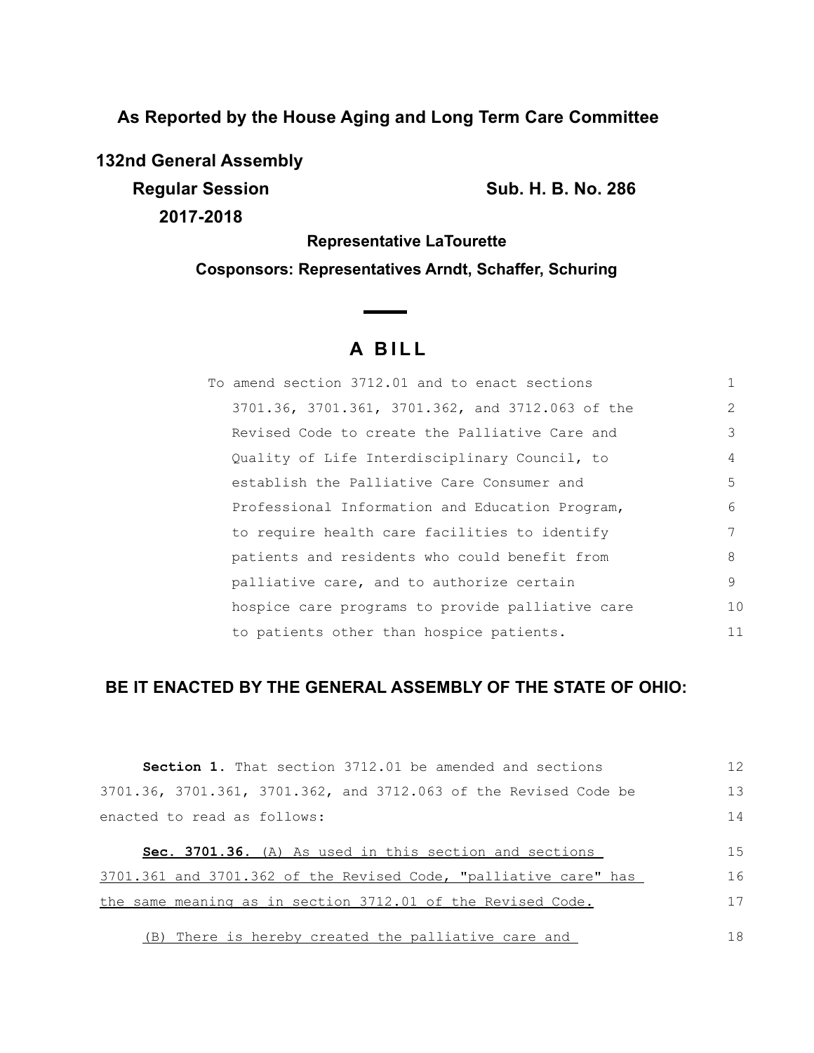**As Reported by the House Aging and Long Term Care Committee**

**132nd General Assembly**

**Regular Session** **Sub. H. B. No. 286**

**2017-2018**

**Representative LaTourette**

**Cosponsors: Representatives Arndt, Schaffer, Schuring**

# A BILL

To amend section 3712.01 and to enact sections 3701.36, 3701.361, 3701.362, and 3712.063 of the Revised Code to create the Palliative Care and Quality of Life Interdisciplinary Council, to establish the Palliative Care Consumer and Professional Information and Education Program, to require health care facilities to identify patients and residents who could benefit from palliative care, and to authorize certain hospice care programs to provide palliative care to patients other than hospice patients.

## BE IT ENACTED BY THE GENERAL ASSEMBLY OF THE STATE OF OHIO:

**Section 1.** That section 3712.01 be amended and sections 3701.36, 3701.361, 3701.362, and 3712.063 of the Revised Code be enacted to read as follows:

**Sec. 3701.36.** (A) As used in this section and sections 3701.361 and 3701.362 of the Revised Code, "palliative care" has the same meaning as in section 3712.01 of the Revised Code.

(B) There is hereby created the palliative care and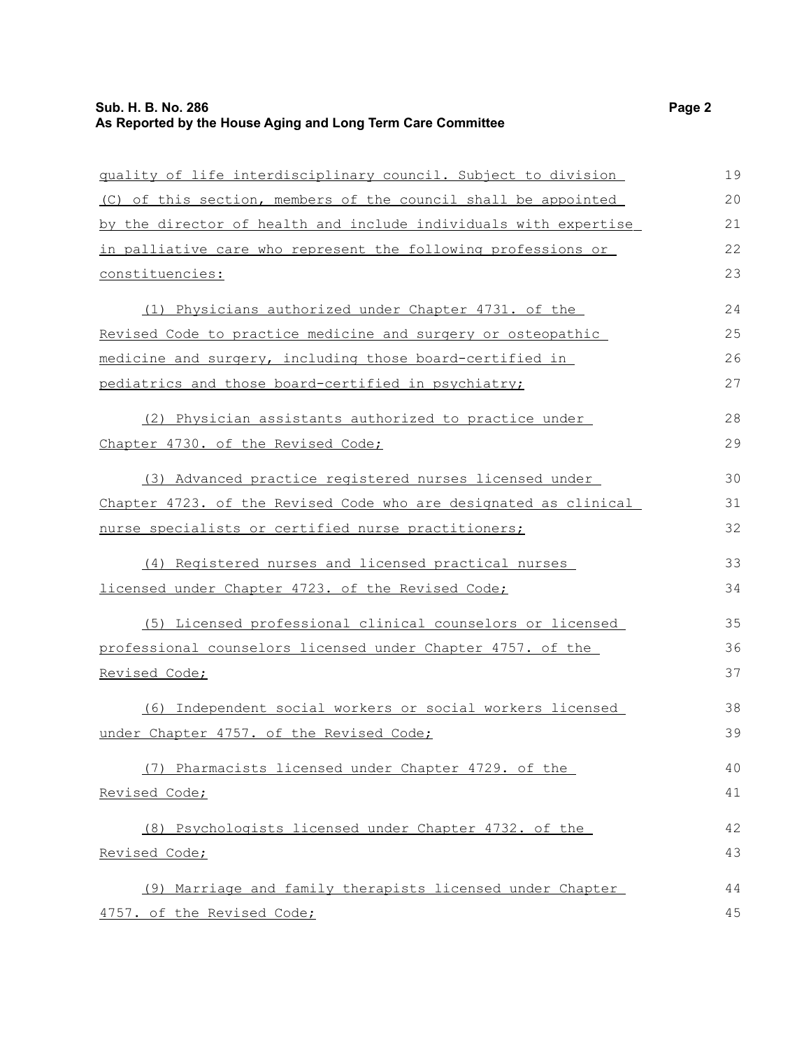quality of life interdisciplinary council. Subject to division (C) of this section, members of the council shall be appointed by the director of health and include individuals with expertise in palliative care who represent the following professions or constituencies:

(1) Physicians authorized under Chapter 4731. of the Revised Code to practice medicine and surgery or osteopathic medicine and surgery, including those board-certified in pediatrics and those board-certified in psychiatry;

(2) Physician assistants authorized to practice under Chapter 4730. of the Revised Code;

(3) Advanced practice registered nurses licensed under Chapter 4723. of the Revised Code who are designated as clinical nurse specialists or certified nurse practitioners;

(4) Registered nurses and licensed practical nurses licensed under Chapter 4723. of the Revised Code;

(5) Licensed professional clinical counselors or licensed professional counselors licensed under Chapter 4757. of the Revised Code;

(6) Independent social workers or social workers licensed under Chapter 4757. of the Revised Code;

(7) Pharmacists licensed under Chapter 4729. of the Revised Code;

(8) Psychologists licensed under Chapter 4732. of the Revised Code;

(9) Marriage and family therapists licensed under Chapter 4757. of the Revised Code;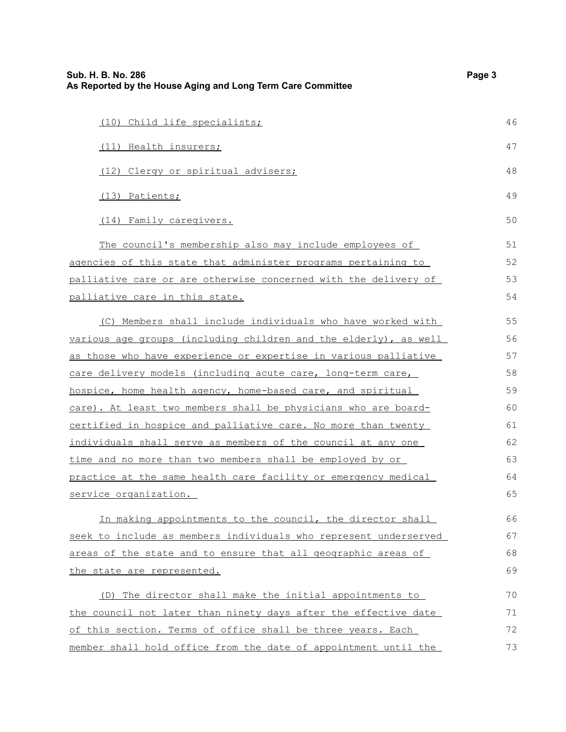(10) Child life specialists;

(11) Health insurers;

(12) Clergy or spiritual advisers;

(13) Patients;

(14) Family caregivers.

The council's membership also may include employees of agencies of this state that administer programs pertaining to palliative care or are otherwise concerned with the delivery of palliative care in this state.

(C) Members shall include individuals who have worked with various age groups (including children and the elderly), as well as those who have experience or expertise in various palliative care delivery models (including acute care, long-term care, hospice, home health agency, home-based care, and spiritual care). At least two members shall be physicians who are board-certified in hospice and palliative care. No more than twenty individuals shall serve as members of the council at any one time and no more than two members shall be employed by or practice at the same health care facility or emergency medical service organization.

In making appointments to the council, the director shall seek to include as members individuals who represent underserved areas of the state and to ensure that all geographic areas of the state are represented.

(D) The director shall make the initial appointments to the council not later than ninety days after the effective date of this section. Terms of office shall be three years. Each member shall hold office from the date of appointment until the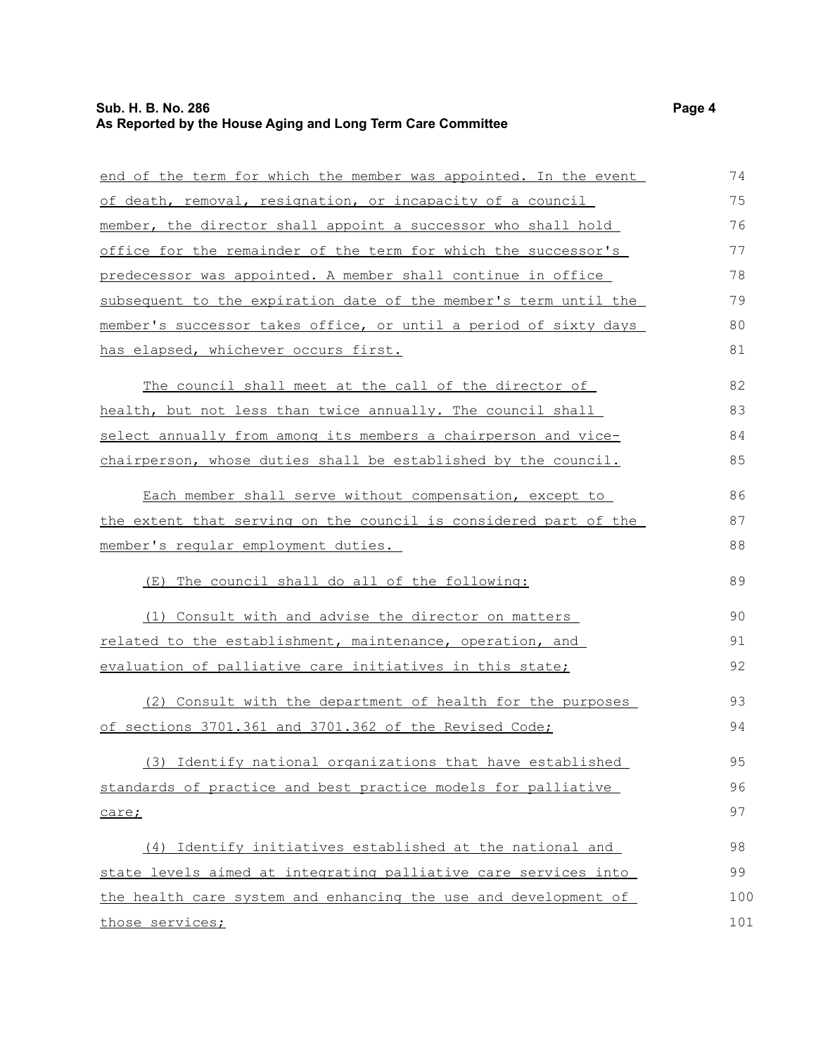end of the term for which the member was appointed. In the event of death, removal, resignation, or incapacity of a council member, the director shall appoint a successor who shall hold office for the remainder of the term for which the successor's predecessor was appointed. A member shall continue in office subsequent to the expiration date of the member's term until the member's successor takes office, or until a period of sixty days has elapsed, whichever occurs first.

The council shall meet at the call of the director of health, but not less than twice annually. The council shall select annually from among its members a chairperson and vice-chairperson, whose duties shall be established by the council.

Each member shall serve without compensation, except to the extent that serving on the council is considered part of the member's regular employment duties.

(E) The council shall do all of the following:

(1) Consult with and advise the director on matters related to the establishment, maintenance, operation, and evaluation of palliative care initiatives in this state;

(2) Consult with the department of health for the purposes of sections 3701.361 and 3701.362 of the Revised Code;

(3) Identify national organizations that have established standards of practice and best practice models for palliative care;

(4) Identify initiatives established at the national and state levels aimed at integrating palliative care services into the health care system and enhancing the use and development of those services;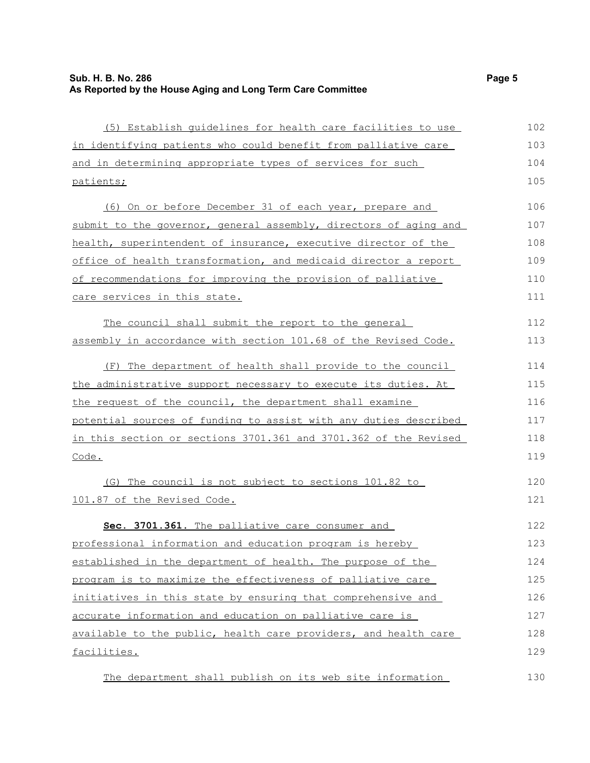(5) Establish guidelines for health care facilities to use in identifying patients who could benefit from palliative care and in determining appropriate types of services for such patients;

(6) On or before December 31 of each year, prepare and submit to the governor, general assembly, directors of aging and health, superintendent of insurance, executive director of the office of health transformation, and medicaid director a report of recommendations for improving the provision of palliative care services in this state.

The council shall submit the report to the general assembly in accordance with section 101.68 of the Revised Code.

(F) The department of health shall provide to the council the administrative support necessary to execute its duties. At the request of the council, the department shall examine potential sources of funding to assist with any duties described in this section or sections 3701.361 and 3701.362 of the Revised Code.

(G) The council is not subject to sections 101.82 to 101.87 of the Revised Code.

**Sec. 3701.361.** The palliative care consumer and professional information and education program is hereby established in the department of health. The purpose of the program is to maximize the effectiveness of palliative care initiatives in this state by ensuring that comprehensive and accurate information and education on palliative care is available to the public, health care providers, and health care facilities.

The department shall publish on its web site information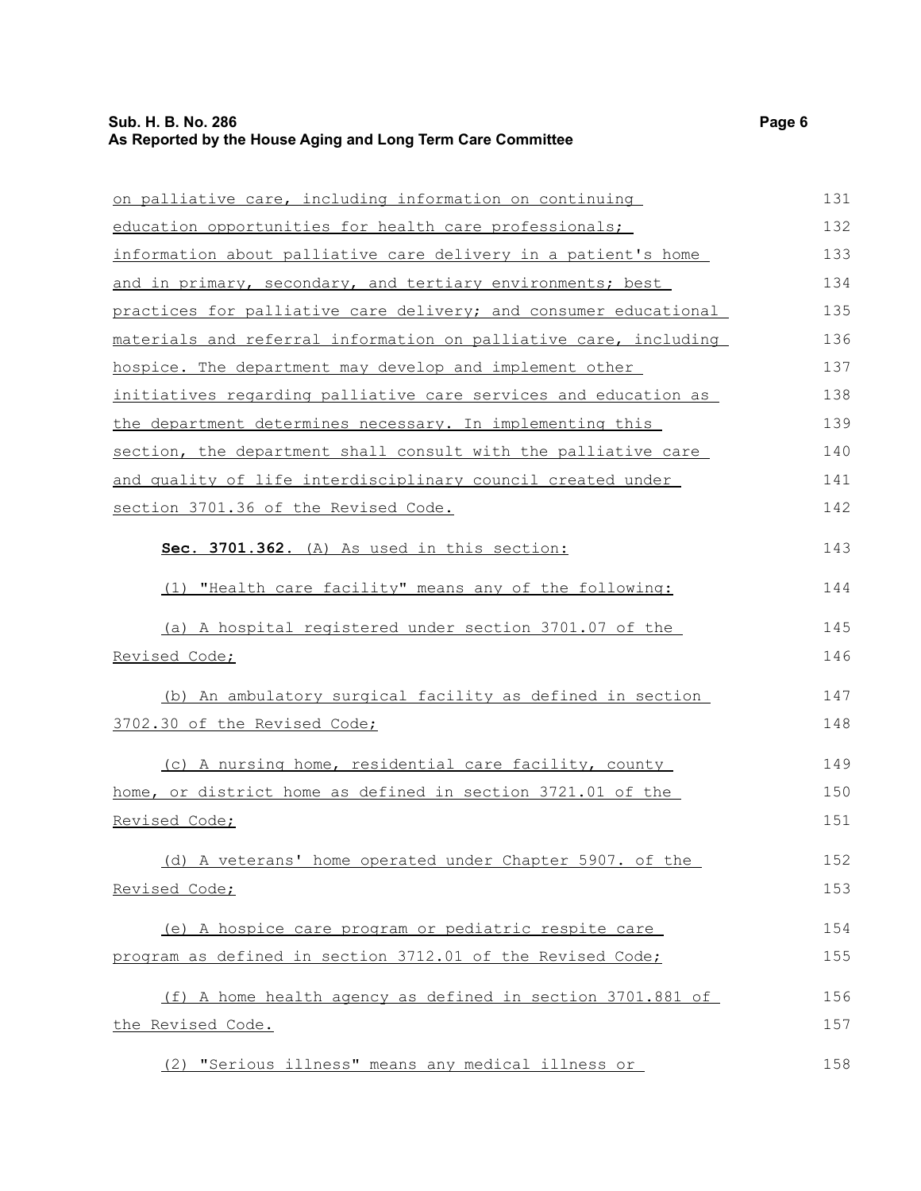on palliative care, including information on continuing education opportunities for health care professionals; information about palliative care delivery in a patient's home and in primary, secondary, and tertiary environments; best practices for palliative care delivery; and consumer educational materials and referral information on palliative care, including hospice. The department may develop and implement other initiatives regarding palliative care services and education as the department determines necessary. In implementing this section, the department shall consult with the palliative care and quality of life interdisciplinary council created under section 3701.36 of the Revised Code.

**Sec. 3701.362.** (A) As used in this section:

(1) "Health care facility" means any of the following:

(a) A hospital registered under section 3701.07 of the Revised Code;

(b) An ambulatory surgical facility as defined in section 3702.30 of the Revised Code;

(c) A nursing home, residential care facility, county home, or district home as defined in section 3721.01 of the Revised Code;

(d) A veterans' home operated under Chapter 5907. of the Revised Code;

(e) A hospice care program or pediatric respite care program as defined in section 3712.01 of the Revised Code;

(f) A home health agency as defined in section 3701.881 of the Revised Code.

(2) "Serious illness" means any medical illness or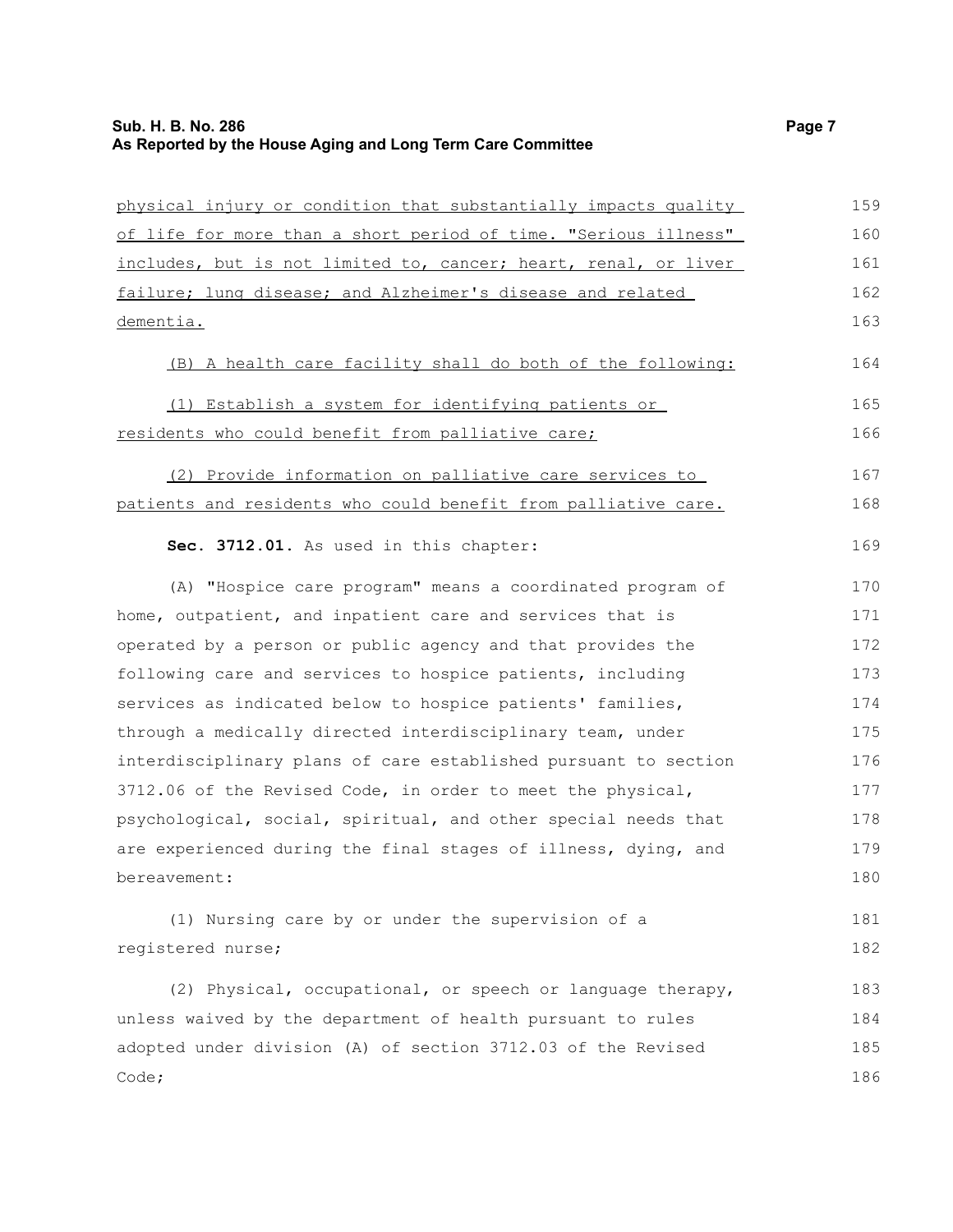physical injury or condition that substantially impacts quality of life for more than a short period of time. "Serious illness" includes, but is not limited to, cancer; heart, renal, or liver failure; lung disease; and Alzheimer's disease and related dementia.

(B) A health care facility shall do both of the following:

(1) Establish a system for identifying patients or residents who could benefit from palliative care;

(2) Provide information on palliative care services to patients and residents who could benefit from palliative care.

**Sec. 3712.01.** As used in this chapter:

(A) "Hospice care program" means a coordinated program of home, outpatient, and inpatient care and services that is operated by a person or public agency and that provides the following care and services to hospice patients, including services as indicated below to hospice patients' families, through a medically directed interdisciplinary team, under interdisciplinary plans of care established pursuant to section 3712.06 of the Revised Code, in order to meet the physical, psychological, social, spiritual, and other special needs that are experienced during the final stages of illness, dying, and bereavement:

(1) Nursing care by or under the supervision of a registered nurse;

(2) Physical, occupational, or speech or language therapy, unless waived by the department of health pursuant to rules adopted under division (A) of section 3712.03 of the Revised Code;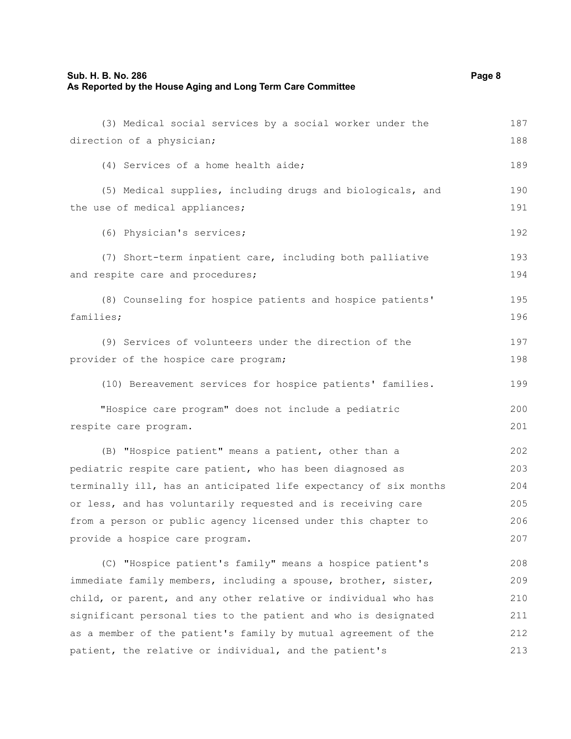(3) Medical social services by a social worker under the direction of a physician;

(4) Services of a home health aide;

(5) Medical supplies, including drugs and biologicals, and the use of medical appliances;

(6) Physician's services;

(7) Short-term inpatient care, including both palliative and respite care and procedures;

(8) Counseling for hospice patients and hospice patients' families;

(9) Services of volunteers under the direction of the provider of the hospice care program;

(10) Bereavement services for hospice patients' families.

"Hospice care program" does not include a pediatric respite care program.

(B) "Hospice patient" means a patient, other than a pediatric respite care patient, who has been diagnosed as terminally ill, has an anticipated life expectancy of six months or less, and has voluntarily requested and is receiving care from a person or public agency licensed under this chapter to provide a hospice care program.

(C) "Hospice patient's family" means a hospice patient's immediate family members, including a spouse, brother, sister, child, or parent, and any other relative or individual who has significant personal ties to the patient and who is designated as a member of the patient's family by mutual agreement of the patient, the relative or individual, and the patient's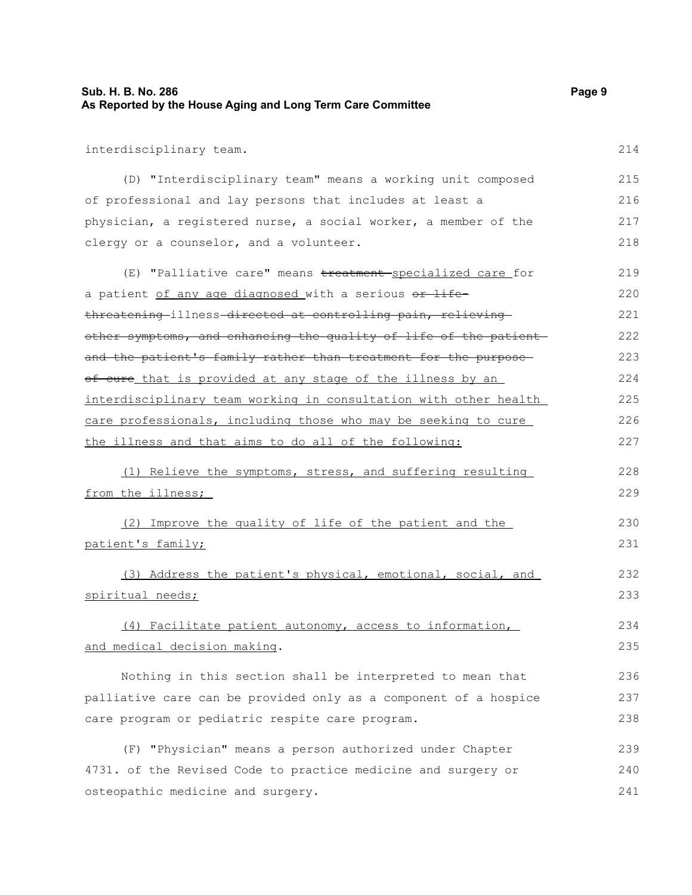interdisciplinary team.

(D) "Interdisciplinary team" means a working unit composed of professional and lay persons that includes at least a physician, a registered nurse, a social worker, a member of the clergy or a counselor, and a volunteer.

(E) "Palliative care" means ~~treatment~~ <u>specialized care</u> for a patient <u>of any age diagnosed</u> with a serious ~~or life-threatening~~ illness ~~directed at controlling pain, relieving other symptoms, and enhancing the quality of life of the patient and the patient's family rather than treatment for the purpose of cure~~ <u>that is provided at any stage of the illness by an interdisciplinary team working in consultation with other health care professionals, including those who may be seeking to cure the illness and that aims to do all of the following:</u>

<u>(1) Relieve the symptoms, stress, and suffering resulting from the illness;</u>

<u>(2) Improve the quality of life of the patient and the patient's family;</u>

<u>(3) Address the patient's physical, emotional, social, and spiritual needs;</u>

<u>(4) Facilitate patient autonomy, access to information, and medical decision making</u>.

Nothing in this section shall be interpreted to mean that palliative care can be provided only as a component of a hospice care program or pediatric respite care program.

(F) "Physician" means a person authorized under Chapter 4731. of the Revised Code to practice medicine and surgery or osteopathic medicine and surgery.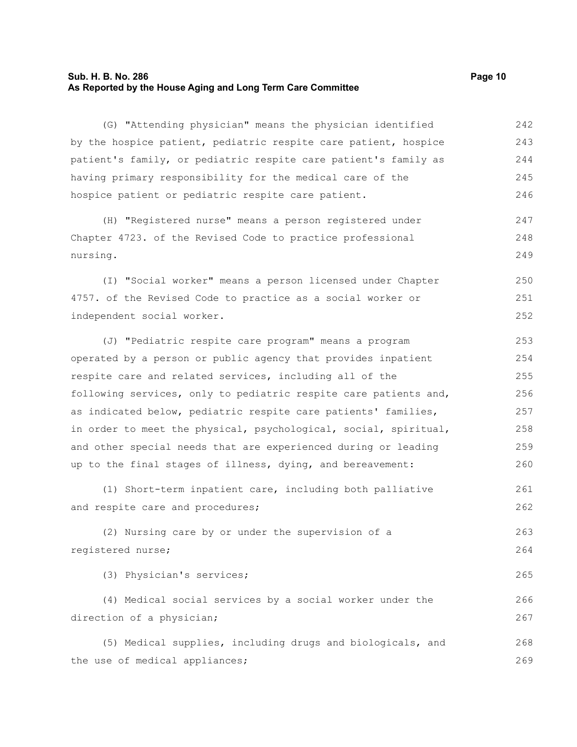(G) "Attending physician" means the physician identified by the hospice patient, pediatric respite care patient, hospice patient's family, or pediatric respite care patient's family as having primary responsibility for the medical care of the hospice patient or pediatric respite care patient.

(H) "Registered nurse" means a person registered under Chapter 4723. of the Revised Code to practice professional nursing.

(I) "Social worker" means a person licensed under Chapter 4757. of the Revised Code to practice as a social worker or independent social worker.

(J) "Pediatric respite care program" means a program operated by a person or public agency that provides inpatient respite care and related services, including all of the following services, only to pediatric respite care patients and, as indicated below, pediatric respite care patients' families, in order to meet the physical, psychological, social, spiritual, and other special needs that are experienced during or leading up to the final stages of illness, dying, and bereavement:

(1) Short-term inpatient care, including both palliative and respite care and procedures;

(2) Nursing care by or under the supervision of a registered nurse;

(3) Physician's services;

(4) Medical social services by a social worker under the direction of a physician;

(5) Medical supplies, including drugs and biologicals, and the use of medical appliances;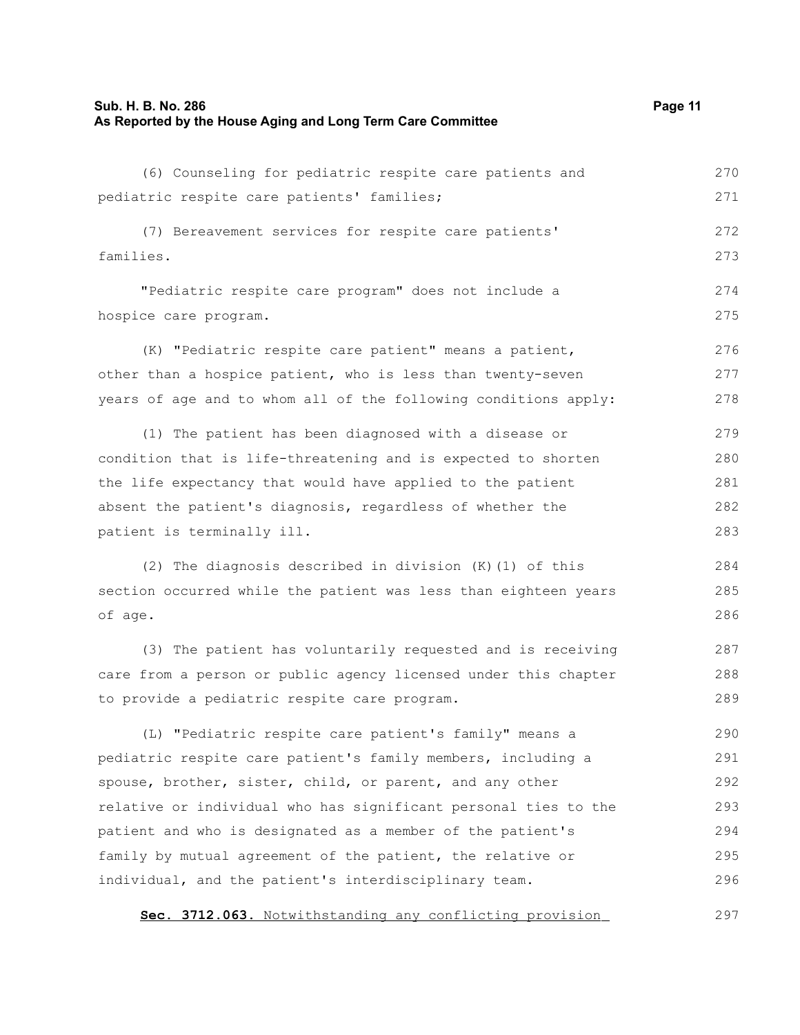(6) Counseling for pediatric respite care patients and pediatric respite care patients' families;

(7) Bereavement services for respite care patients' families.

"Pediatric respite care program" does not include a hospice care program.

(K) "Pediatric respite care patient" means a patient, other than a hospice patient, who is less than twenty-seven years of age and to whom all of the following conditions apply:

(1) The patient has been diagnosed with a disease or condition that is life-threatening and is expected to shorten the life expectancy that would have applied to the patient absent the patient's diagnosis, regardless of whether the patient is terminally ill.

(2) The diagnosis described in division (K)(1) of this section occurred while the patient was less than eighteen years of age.

(3) The patient has voluntarily requested and is receiving care from a person or public agency licensed under this chapter to provide a pediatric respite care program.

(L) "Pediatric respite care patient's family" means a pediatric respite care patient's family members, including a spouse, brother, sister, child, or parent, and any other relative or individual who has significant personal ties to the patient and who is designated as a member of the patient's family by mutual agreement of the patient, the relative or individual, and the patient's interdisciplinary team.

**Sec. 3712.063.** Notwithstanding any conflicting provision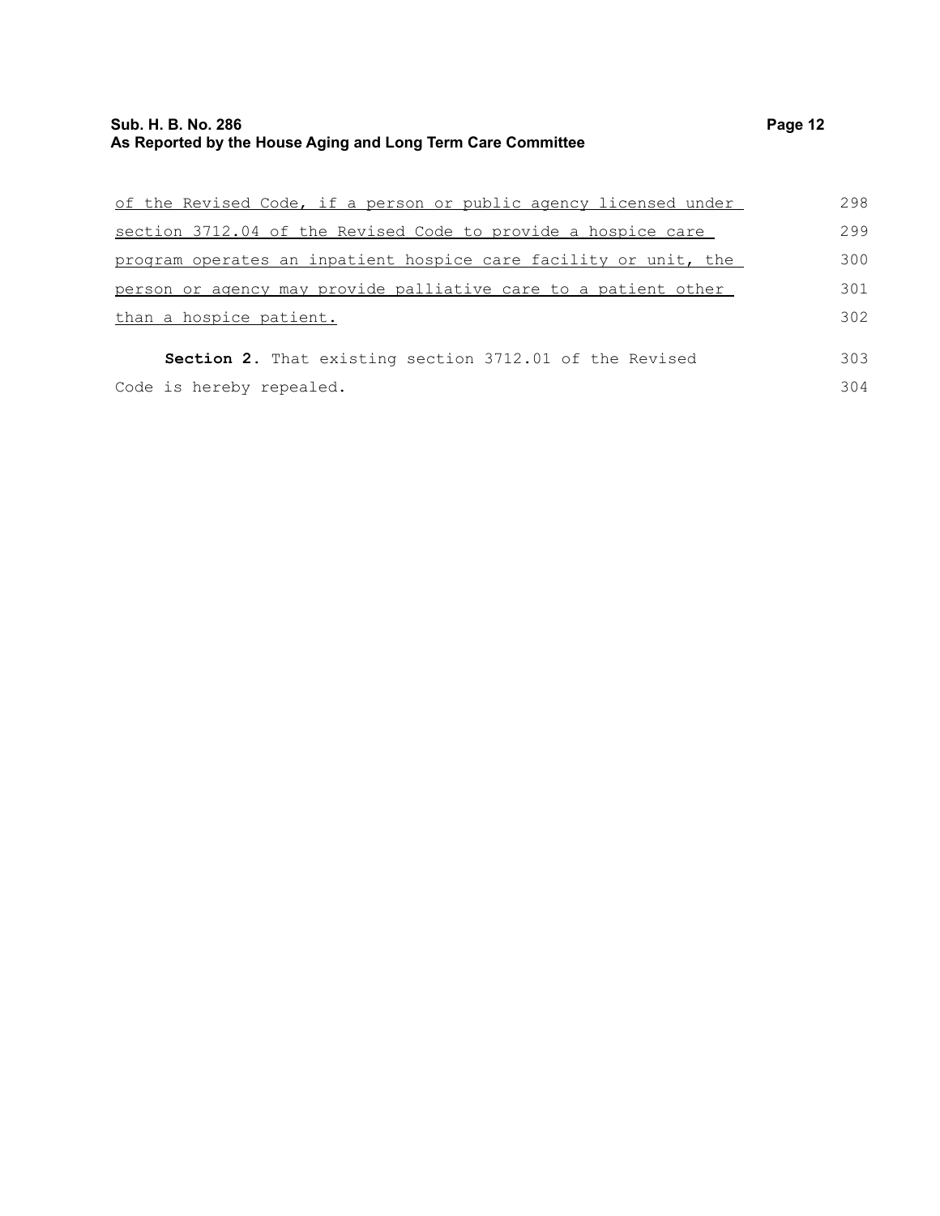of the Revised Code, if a person or public agency licensed under section 3712.04 of the Revised Code to provide a hospice care program operates an inpatient hospice care facility or unit, the person or agency may provide palliative care to a patient other than a hospice patient.

**Section 2.** That existing section 3712.01 of the Revised Code is hereby repealed.